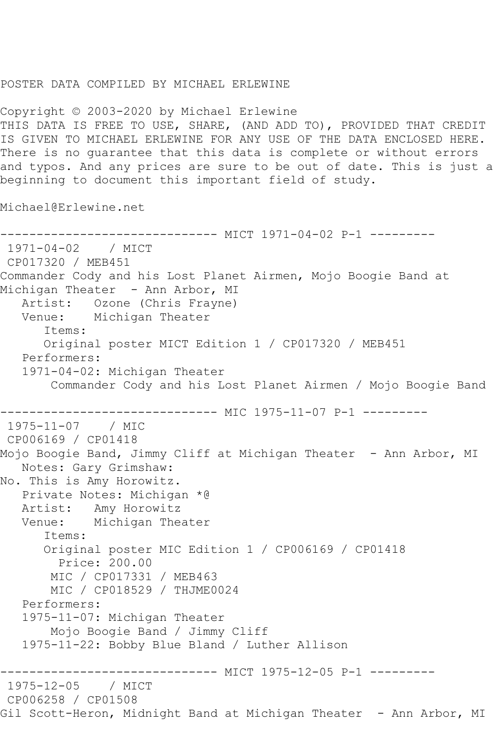POSTER DATA COMPILED BY MICHAEL ERLEWINE

Copyright © 2003-2020 by Michael Erlewine
THIS DATA IS FREE TO USE, SHARE, (AND ADD TO), PROVIDED THAT CREDIT IS GIVEN TO MICHAEL ERLEWINE FOR ANY USE OF THE DATA ENCLOSED HERE. There is no guarantee that this data is complete or without errors and typos. And any prices are sure to be out of date. This is just a beginning to document this important field of study.

Michael@Erlewine.net

```
------------------------------ MICT 1971-04-02 P-1 ---------
 1971-04-02    / MICT
 CP017320 / MEB451
Commander Cody and his Lost Planet Airmen, Mojo Boogie Band at 
Michigan Theater  - Ann Arbor, MI
   Artist:   Ozone (Chris Frayne)
   Venue:    Michigan Theater
      Items:
      Original poster MICT Edition 1 / CP017320 / MEB451
   Performers:
   1971-04-02: Michigan Theater
       Commander Cody and his Lost Planet Airmen / Mojo Boogie Band

------------------------------ MIC 1975-11-07 P-1 ---------
 1975-11-07    / MIC
 CP006169 / CP01418
Mojo Boogie Band, Jimmy Cliff at Michigan Theater  - Ann Arbor, MI
   Notes: Gary Grimshaw:
No. This is Amy Horowitz.
   Private Notes: Michigan *@
   Artist:   Amy Horowitz
   Venue:    Michigan Theater
      Items:
      Original poster MIC Edition 1 / CP006169 / CP01418
        Price: 200.00
       MIC / CP017331 / MEB463
       MIC / CP018529 / THJME0024
   Performers:
   1975-11-07: Michigan Theater
       Mojo Boogie Band / Jimmy Cliff
   1975-11-22: Bobby Blue Bland / Luther Allison

------------------------------ MICT 1975-12-05 P-1 ---------
 1975-12-05    / MICT
 CP006258 / CP01508
Gil Scott-Heron, Midnight Band at Michigan Theater  - Ann Arbor, MI
```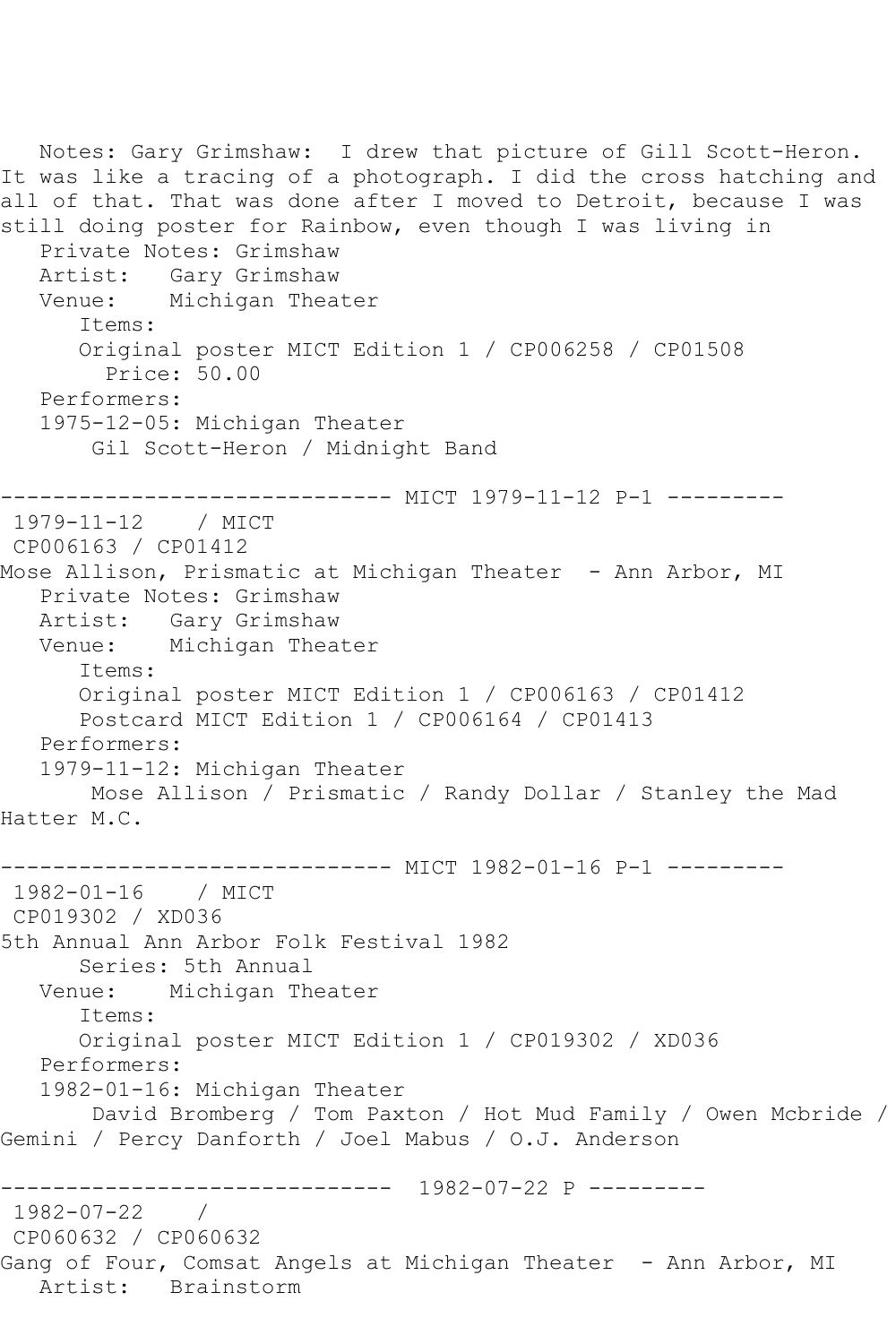Notes: Gary Grimshaw: I drew that picture of Gill Scott-Heron. It was like a tracing of a photograph. I did the cross hatching and all of that. That was done after I moved to Detroit, because I was still doing poster for Rainbow, even though I was living in

Private Notes: Grimshaw
Artist: Gary Grimshaw
Venue: Michigan Theater
Items:
Original poster MICT Edition 1 / CP006258 / CP01508
Price: 50.00
Performers:
1975-12-05: Michigan Theater
Gil Scott-Heron / Midnight Band

------------------------------ MICT 1979-11-12 P-1 ---------

1979-11-12 / MICT
CP006163 / CP01412
Mose Allison, Prismatic at Michigan Theater - Ann Arbor, MI
Private Notes: Grimshaw
Artist: Gary Grimshaw
Venue: Michigan Theater
Items:
Original poster MICT Edition 1 / CP006163 / CP01412
Postcard MICT Edition 1 / CP006164 / CP01413
Performers:
1979-11-12: Michigan Theater
Mose Allison / Prismatic / Randy Dollar / Stanley the Mad Hatter M.C.

------------------------------ MICT 1982-01-16 P-1 ---------

1982-01-16 / MICT
CP019302 / XD036
5th Annual Ann Arbor Folk Festival 1982
Series: 5th Annual
Venue: Michigan Theater
Items:
Original poster MICT Edition 1 / CP019302 / XD036
Performers:
1982-01-16: Michigan Theater
David Bromberg / Tom Paxton / Hot Mud Family / Owen Mcbride / Gemini / Percy Danforth / Joel Mabus / O.J. Anderson

------------------------------ 1982-07-22 P ---------

1982-07-22 /
CP060632 / CP060632
Gang of Four, Comsat Angels at Michigan Theater - Ann Arbor, MI
Artist: Brainstorm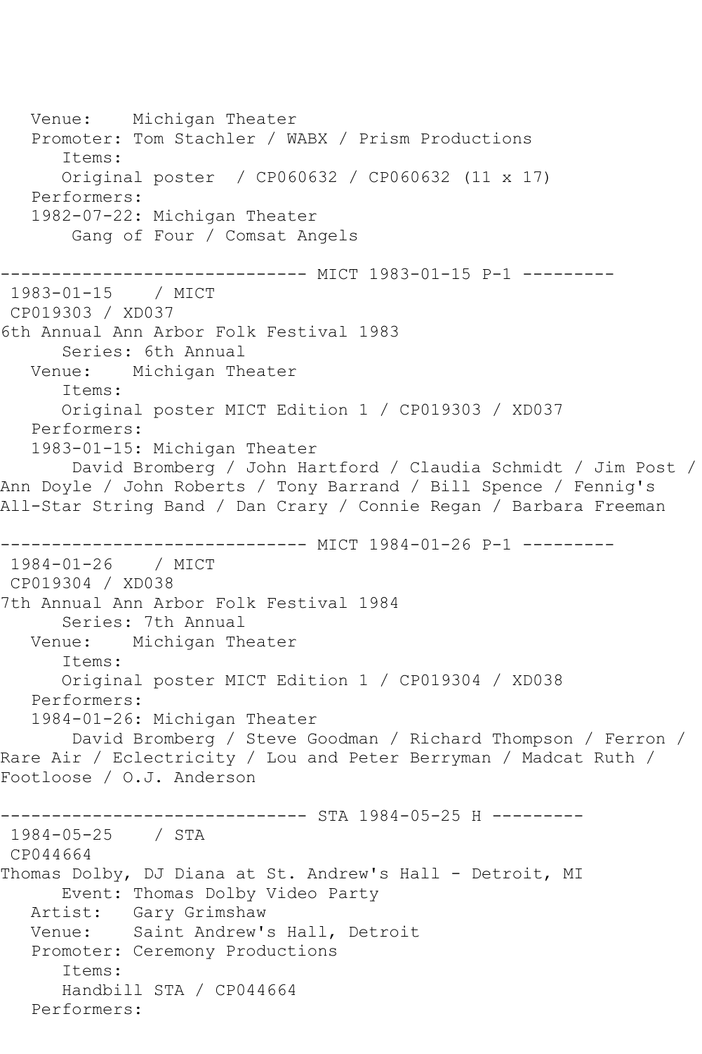Venue:    Michigan Theater
Promoter: Tom Stachler / WABX / Prism Productions
Items:
Original poster  / CP060632 / CP060632 (11 x 17)
Performers:
1982-07-22: Michigan Theater
Gang of Four / Comsat Angels

------------------------------ MICT 1983-01-15 P-1 ---------

1983-01-15    / MICT
CP019303 / XD037
6th Annual Ann Arbor Folk Festival 1983
Series: 6th Annual
Venue:    Michigan Theater
Items:
Original poster MICT Edition 1 / CP019303 / XD037
Performers:
1983-01-15: Michigan Theater
David Bromberg / John Hartford / Claudia Schmidt / Jim Post / Ann Doyle / John Roberts / Tony Barrand / Bill Spence / Fennig's All-Star String Band / Dan Crary / Connie Regan / Barbara Freeman

------------------------------ MICT 1984-01-26 P-1 ---------

1984-01-26    / MICT
CP019304 / XD038
7th Annual Ann Arbor Folk Festival 1984
Series: 7th Annual
Venue:    Michigan Theater
Items:
Original poster MICT Edition 1 / CP019304 / XD038
Performers:
1984-01-26: Michigan Theater
David Bromberg / Steve Goodman / Richard Thompson / Ferron / Rare Air / Eclectricity / Lou and Peter Berryman / Madcat Ruth / Footloose / O.J. Anderson

------------------------------ STA 1984-05-25 H ---------

1984-05-25    / STA
CP044664
Thomas Dolby, DJ Diana at St. Andrew's Hall - Detroit, MI
Event: Thomas Dolby Video Party
Artist:   Gary Grimshaw
Venue:    Saint Andrew's Hall, Detroit
Promoter: Ceremony Productions
Items:
Handbill STA / CP044664
Performers: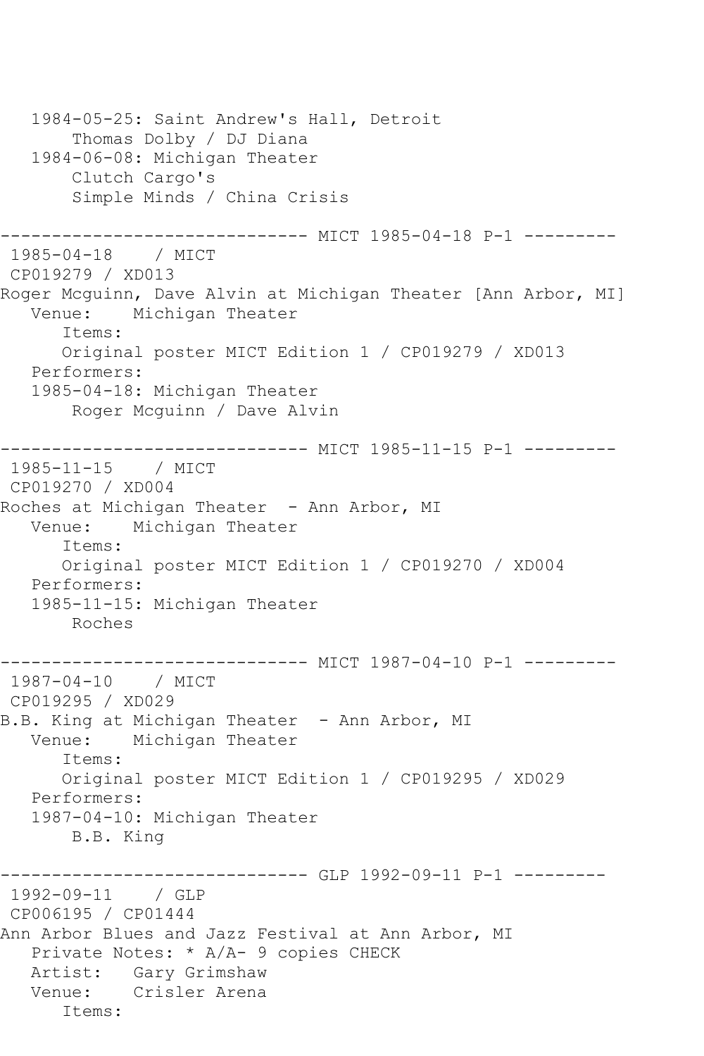```
   1984-05-25: Saint Andrew's Hall, Detroit
       Thomas Dolby / DJ Diana
   1984-06-08: Michigan Theater
       Clutch Cargo's
       Simple Minds / China Crisis

------------------------------ MICT 1985-04-18 P-1 ---------
 1985-04-18    / MICT
 CP019279 / XD013
Roger Mcguinn, Dave Alvin at Michigan Theater [Ann Arbor, MI]
   Venue:    Michigan Theater
      Items:
      Original poster MICT Edition 1 / CP019279 / XD013
   Performers:
   1985-04-18: Michigan Theater
       Roger Mcguinn / Dave Alvin

------------------------------ MICT 1985-11-15 P-1 ---------
 1985-11-15    / MICT
 CP019270 / XD004
Roches at Michigan Theater  - Ann Arbor, MI
   Venue:    Michigan Theater
      Items:
      Original poster MICT Edition 1 / CP019270 / XD004
   Performers:
   1985-11-15: Michigan Theater
       Roches

------------------------------ MICT 1987-04-10 P-1 ---------
 1987-04-10    / MICT
 CP019295 / XD029
B.B. King at Michigan Theater  - Ann Arbor, MI
   Venue:    Michigan Theater
      Items:
      Original poster MICT Edition 1 / CP019295 / XD029
   Performers:
   1987-04-10: Michigan Theater
       B.B. King

------------------------------ GLP 1992-09-11 P-1 ---------
 1992-09-11    / GLP
 CP006195 / CP01444
Ann Arbor Blues and Jazz Festival at Ann Arbor, MI
   Private Notes: * A/A- 9 copies CHECK
   Artist:   Gary Grimshaw
   Venue:    Crisler Arena
      Items:
```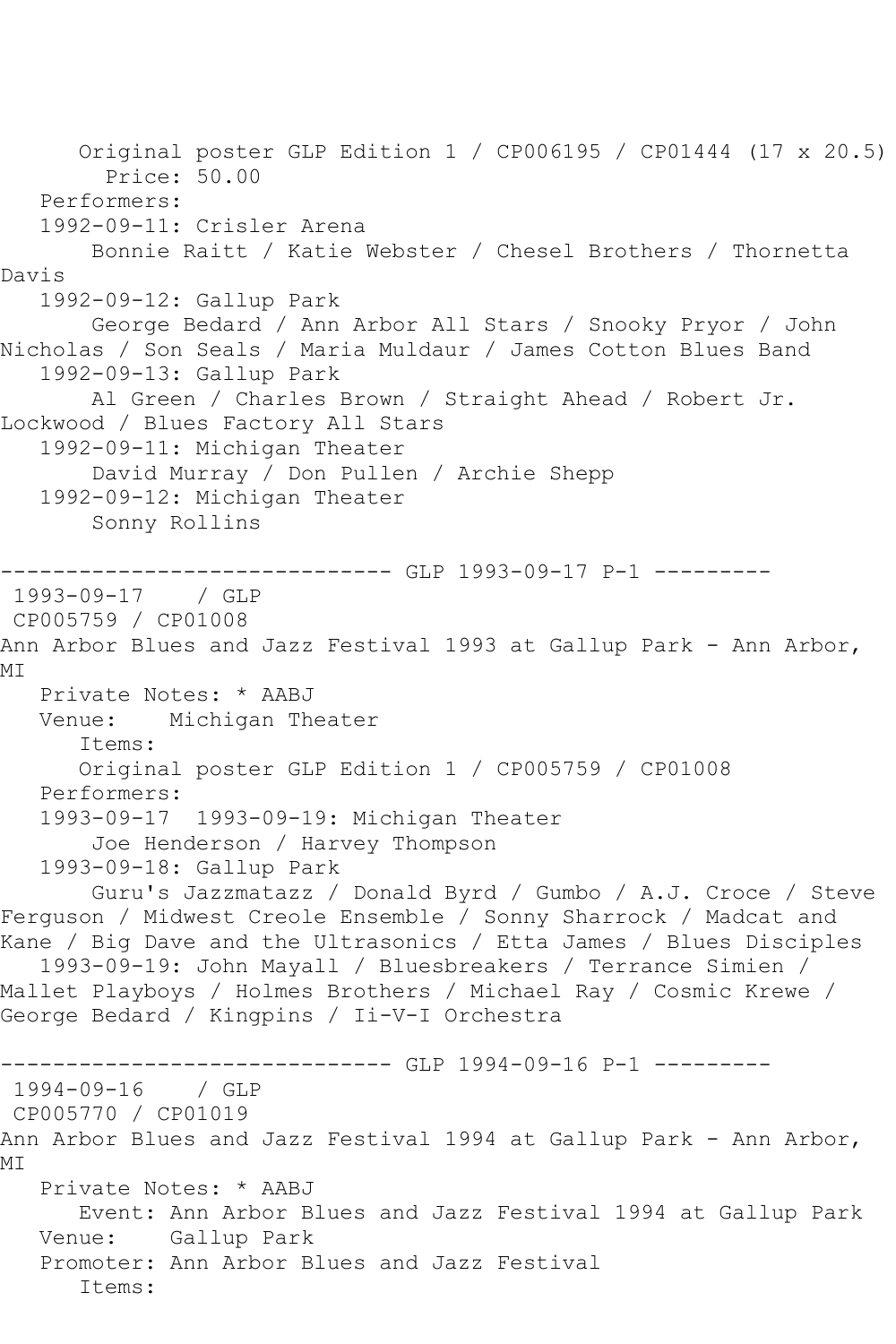Original poster GLP Edition 1 / CP006195 / CP01444 (17 x 20.5)
Price: 50.00

Performers:

1992-09-11: Crisler Arena
Bonnie Raitt / Katie Webster / Chesel Brothers / Thornetta Davis

1992-09-12: Gallup Park
George Bedard / Ann Arbor All Stars / Snooky Pryor / John Nicholas / Son Seals / Maria Muldaur / James Cotton Blues Band

1992-09-13: Gallup Park
Al Green / Charles Brown / Straight Ahead / Robert Jr. Lockwood / Blues Factory All Stars

1992-09-11: Michigan Theater
David Murray / Don Pullen / Archie Shepp

1992-09-12: Michigan Theater
Sonny Rollins

------------------------------ GLP 1993-09-17 P-1 ---------

1993-09-17 / GLP
CP005759 / CP01008
Ann Arbor Blues and Jazz Festival 1993 at Gallup Park - Ann Arbor, MI

Private Notes: * AABJ
Venue: Michigan Theater
Items:
Original poster GLP Edition 1 / CP005759 / CP01008

Performers:

1993-09-17 1993-09-19: Michigan Theater
Joe Henderson / Harvey Thompson

1993-09-18: Gallup Park
Guru's Jazzmatazz / Donald Byrd / Gumbo / A.J. Croce / Steve Ferguson / Midwest Creole Ensemble / Sonny Sharrock / Madcat and Kane / Big Dave and the Ultrasonics / Etta James / Blues Disciples

1993-09-19: John Mayall / Bluesbreakers / Terrance Simien / Mallet Playboys / Holmes Brothers / Michael Ray / Cosmic Krewe / George Bedard / Kingpins / Ii-V-I Orchestra

------------------------------ GLP 1994-09-16 P-1 ---------

1994-09-16 / GLP
CP005770 / CP01019
Ann Arbor Blues and Jazz Festival 1994 at Gallup Park - Ann Arbor, MI

Private Notes: * AABJ
Event: Ann Arbor Blues and Jazz Festival 1994 at Gallup Park
Venue: Gallup Park
Promoter: Ann Arbor Blues and Jazz Festival
Items: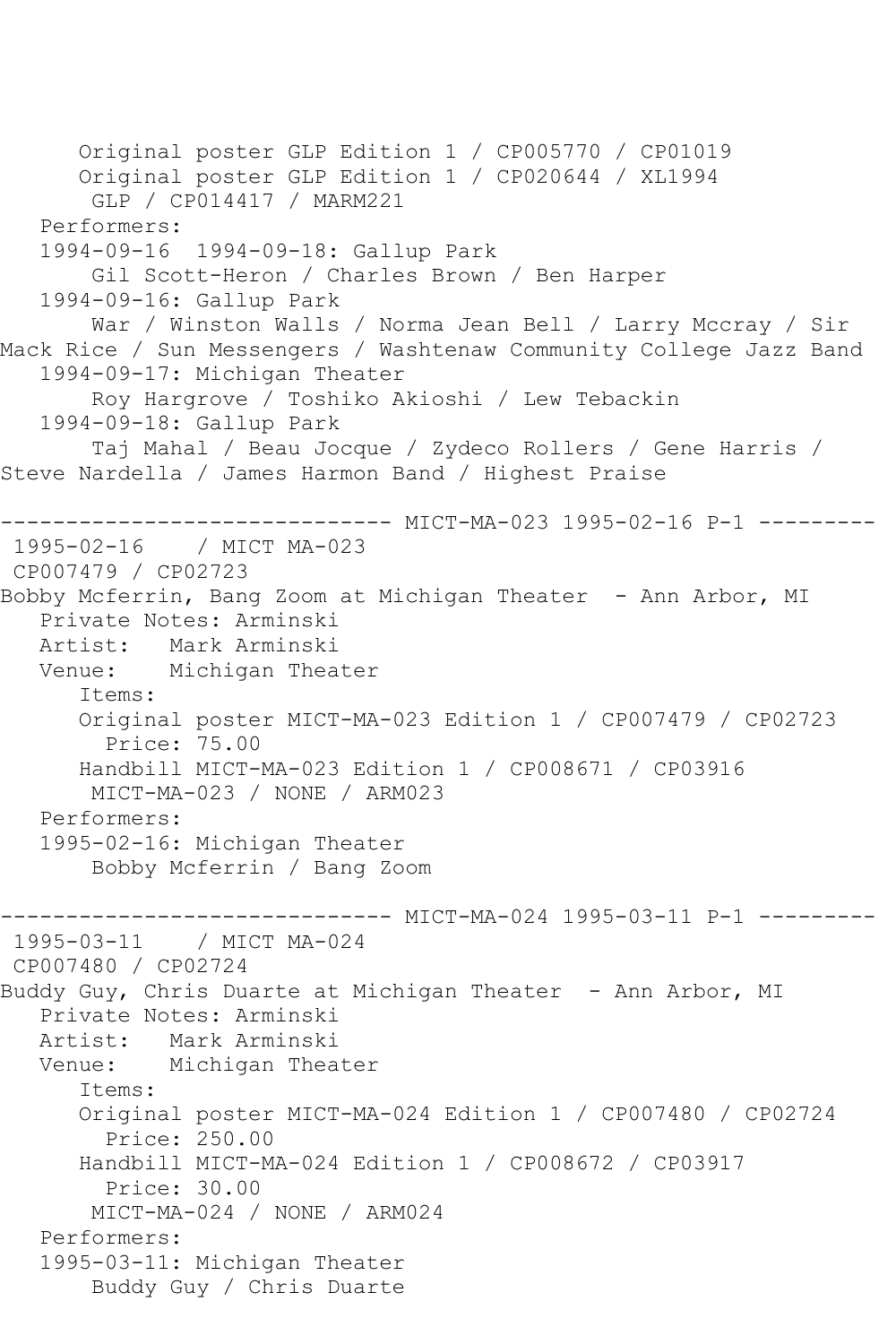```
      Original poster GLP Edition 1 / CP005770 / CP01019
      Original poster GLP Edition 1 / CP020644 / XL1994
       GLP / CP014417 / MARM221
   Performers:
   1994-09-16  1994-09-18: Gallup Park
       Gil Scott-Heron / Charles Brown / Ben Harper
   1994-09-16: Gallup Park
       War / Winston Walls / Norma Jean Bell / Larry Mccray / Sir
Mack Rice / Sun Messengers / Washtenaw Community College Jazz Band
   1994-09-17: Michigan Theater
       Roy Hargrove / Toshiko Akioshi / Lew Tebackin
   1994-09-18: Gallup Park
       Taj Mahal / Beau Jocque / Zydeco Rollers / Gene Harris /
Steve Nardella / James Harmon Band / Highest Praise

------------------------------ MICT-MA-023 1995-02-16 P-1 ---------
 1995-02-16    / MICT MA-023
 CP007479 / CP02723
Bobby Mcferrin, Bang Zoom at Michigan Theater  - Ann Arbor, MI
   Private Notes: Arminski
   Artist:   Mark Arminski
   Venue:    Michigan Theater
      Items:
      Original poster MICT-MA-023 Edition 1 / CP007479 / CP02723
        Price: 75.00
      Handbill MICT-MA-023 Edition 1 / CP008671 / CP03916
       MICT-MA-023 / NONE / ARM023
   Performers:
   1995-02-16: Michigan Theater
       Bobby Mcferrin / Bang Zoom

------------------------------ MICT-MA-024 1995-03-11 P-1 ---------
 1995-03-11    / MICT MA-024
 CP007480 / CP02724
Buddy Guy, Chris Duarte at Michigan Theater  - Ann Arbor, MI
   Private Notes: Arminski
   Artist:   Mark Arminski
   Venue:    Michigan Theater
      Items:
      Original poster MICT-MA-024 Edition 1 / CP007480 / CP02724
        Price: 250.00
      Handbill MICT-MA-024 Edition 1 / CP008672 / CP03917
        Price: 30.00
       MICT-MA-024 / NONE / ARM024
   Performers:
   1995-03-11: Michigan Theater
       Buddy Guy / Chris Duarte
```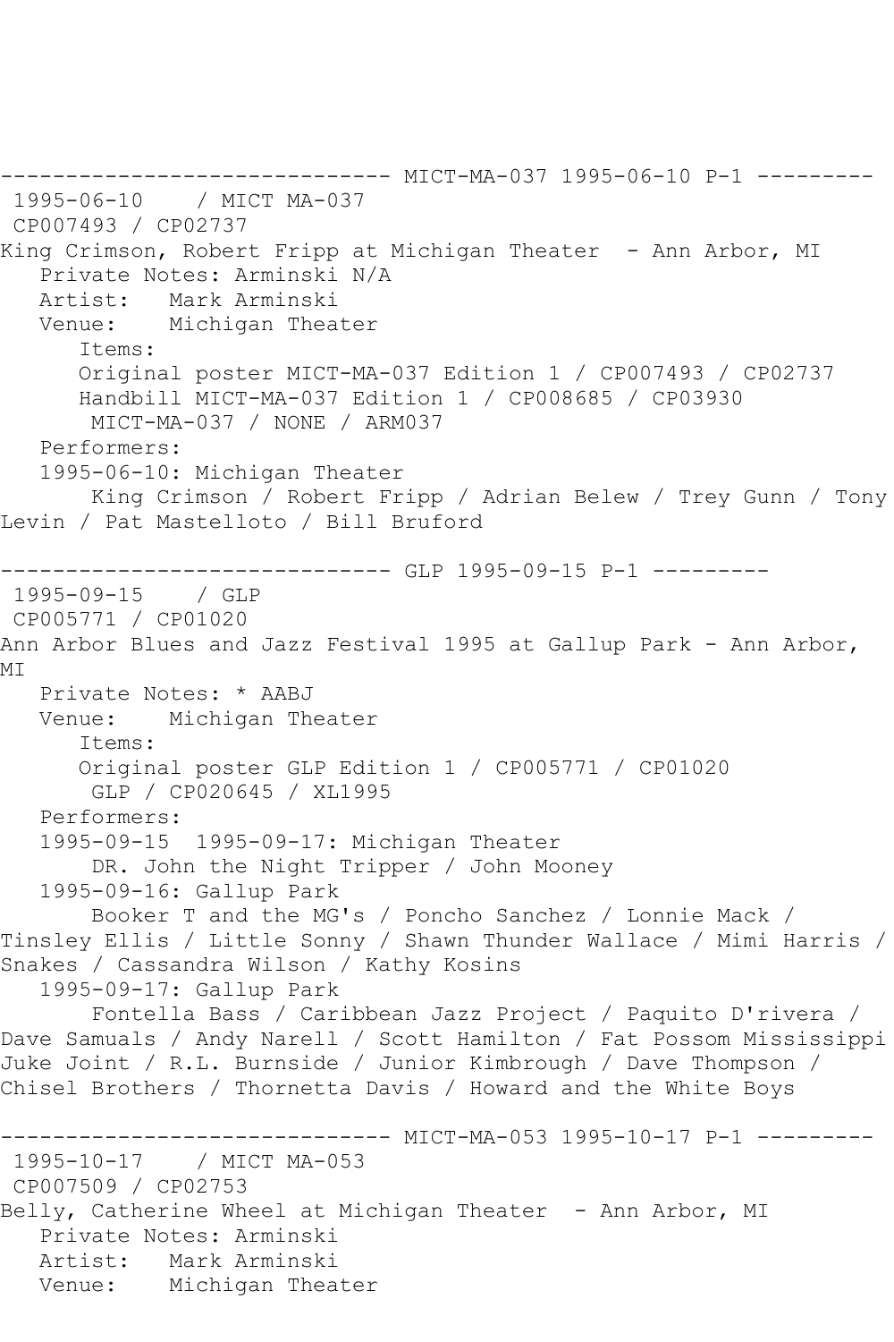------------------------------ MICT-MA-037 1995-06-10 P-1 ---------

1995-06-10 / MICT MA-037

CP007493 / CP02737

King Crimson, Robert Fripp at Michigan Theater - Ann Arbor, MI

Private Notes: Arminski N/A

Artist: Mark Arminski

Venue: Michigan Theater

Items:

Original poster MICT-MA-037 Edition 1 / CP007493 / CP02737

Handbill MICT-MA-037 Edition 1 / CP008685 / CP03930

MICT-MA-037 / NONE / ARM037

Performers:

1995-06-10: Michigan Theater

King Crimson / Robert Fripp / Adrian Belew / Trey Gunn / Tony Levin / Pat Mastelloto / Bill Bruford

------------------------------ GLP 1995-09-15 P-1 ---------

1995-09-15 / GLP

CP005771 / CP01020

Ann Arbor Blues and Jazz Festival 1995 at Gallup Park - Ann Arbor, MI

Private Notes: * AABJ

Venue: Michigan Theater

Items:

Original poster GLP Edition 1 / CP005771 / CP01020

GLP / CP020645 / XL1995

Performers:

1995-09-15 1995-09-17: Michigan Theater

DR. John the Night Tripper / John Mooney

1995-09-16: Gallup Park

Booker T and the MG's / Poncho Sanchez / Lonnie Mack / Tinsley Ellis / Little Sonny / Shawn Thunder Wallace / Mimi Harris / Snakes / Cassandra Wilson / Kathy Kosins

1995-09-17: Gallup Park

Fontella Bass / Caribbean Jazz Project / Paquito D'rivera / Dave Samuals / Andy Narell / Scott Hamilton / Fat Possom Mississippi Juke Joint / R.L. Burnside / Junior Kimbrough / Dave Thompson / Chisel Brothers / Thornetta Davis / Howard and the White Boys

------------------------------ MICT-MA-053 1995-10-17 P-1 ---------

1995-10-17 / MICT MA-053

CP007509 / CP02753

Belly, Catherine Wheel at Michigan Theater - Ann Arbor, MI

Private Notes: Arminski

Artist: Mark Arminski

Venue: Michigan Theater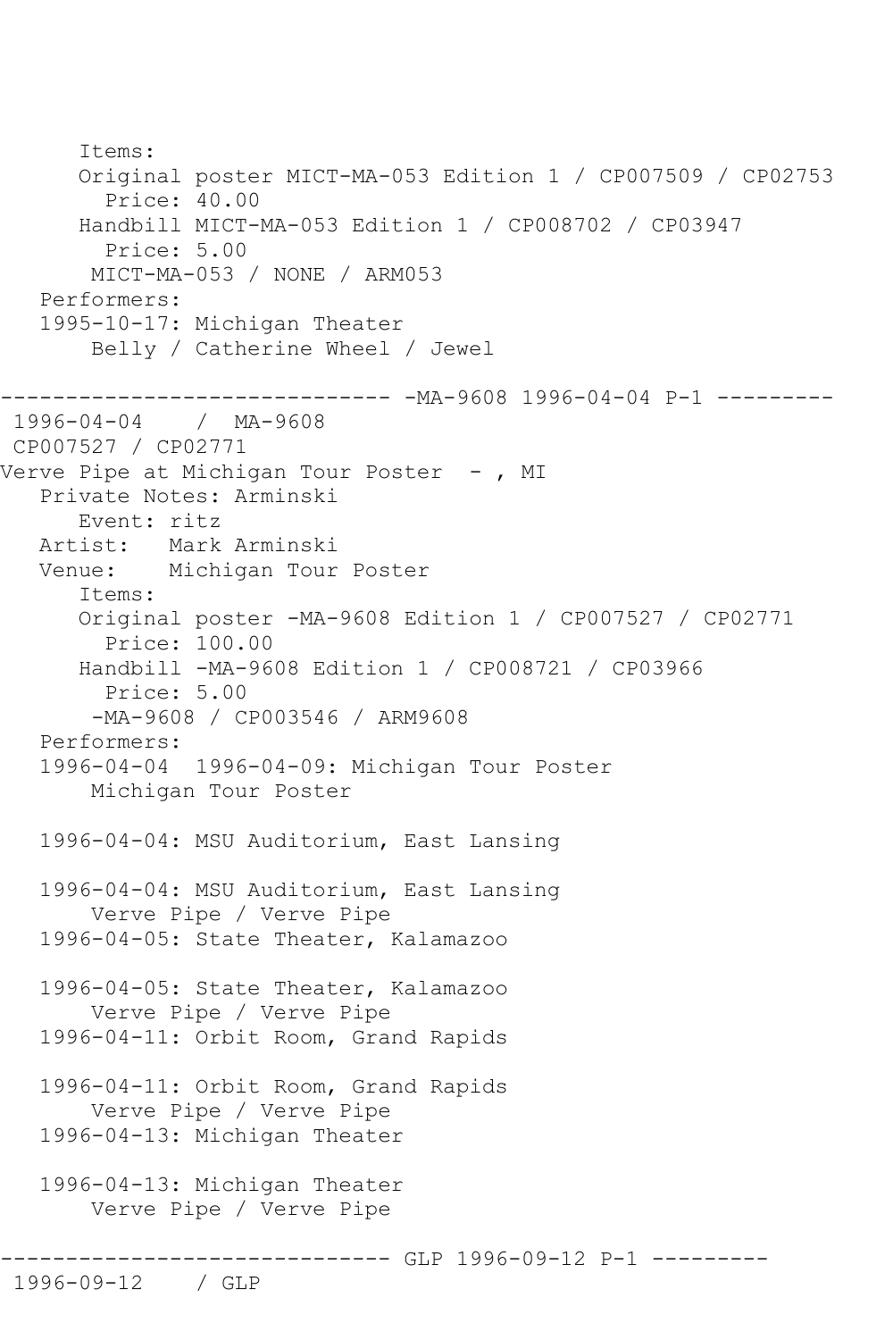```
      Items:
      Original poster MICT-MA-053 Edition 1 / CP007509 / CP02753
        Price: 40.00
      Handbill MICT-MA-053 Edition 1 / CP008702 / CP03947
        Price: 5.00
       MICT-MA-053 / NONE / ARM053
   Performers:
   1995-10-17: Michigan Theater
       Belly / Catherine Wheel / Jewel

------------------------------ -MA-9608 1996-04-04 P-1 ---------
 1996-04-04    / MA-9608
 CP007527 / CP02771
Verve Pipe at Michigan Tour Poster  - , MI
   Private Notes: Arminski
      Event: ritz
   Artist:   Mark Arminski
   Venue:    Michigan Tour Poster
      Items:
      Original poster -MA-9608 Edition 1 / CP007527 / CP02771
        Price: 100.00
      Handbill -MA-9608 Edition 1 / CP008721 / CP03966
        Price: 5.00
       -MA-9608 / CP003546 / ARM9608
   Performers:
   1996-04-04  1996-04-09: Michigan Tour Poster
       Michigan Tour Poster

   1996-04-04: MSU Auditorium, East Lansing

   1996-04-04: MSU Auditorium, East Lansing
       Verve Pipe / Verve Pipe
   1996-04-05: State Theater, Kalamazoo

   1996-04-05: State Theater, Kalamazoo
       Verve Pipe / Verve Pipe
   1996-04-11: Orbit Room, Grand Rapids

   1996-04-11: Orbit Room, Grand Rapids
       Verve Pipe / Verve Pipe
   1996-04-13: Michigan Theater

   1996-04-13: Michigan Theater
       Verve Pipe / Verve Pipe

------------------------------ GLP 1996-09-12 P-1 ---------
 1996-09-12    / GLP
```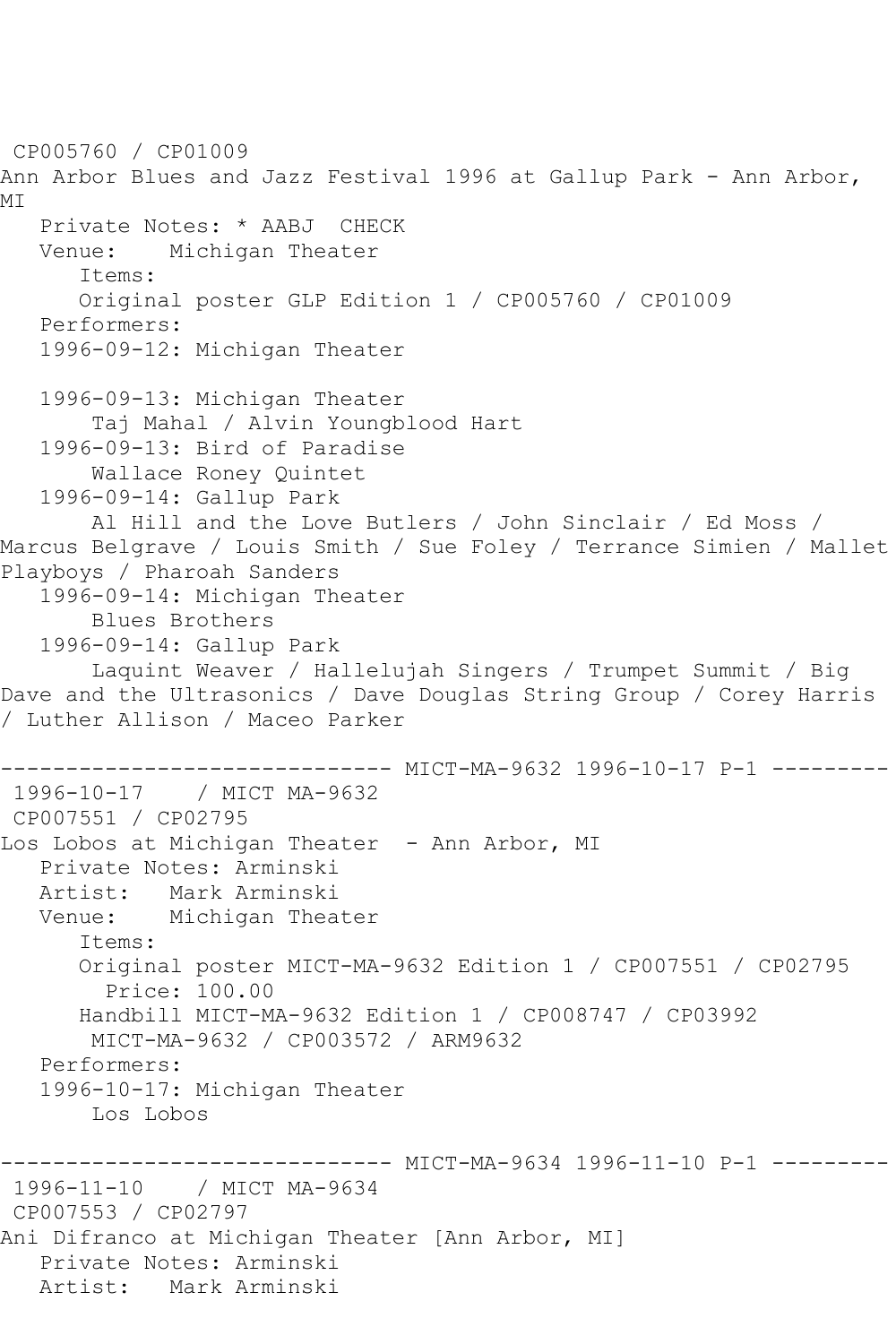CP005760 / CP01009
Ann Arbor Blues and Jazz Festival 1996 at Gallup Park - Ann Arbor, MI
   Private Notes: * AABJ  CHECK
   Venue:    Michigan Theater
      Items:
      Original poster GLP Edition 1 / CP005760 / CP01009
   Performers:
   1996-09-12: Michigan Theater

   1996-09-13: Michigan Theater
       Taj Mahal / Alvin Youngblood Hart
   1996-09-13: Bird of Paradise
       Wallace Roney Quintet
   1996-09-14: Gallup Park
       Al Hill and the Love Butlers / John Sinclair / Ed Moss / Marcus Belgrave / Louis Smith / Sue Foley / Terrance Simien / Mallet Playboys / Pharoah Sanders
   1996-09-14: Michigan Theater
       Blues Brothers
   1996-09-14: Gallup Park
       Laquint Weaver / Hallelujah Singers / Trumpet Summit / Big Dave and the Ultrasonics / Dave Douglas String Group / Corey Harris / Luther Allison / Maceo Parker

------------------------------ MICT-MA-9632 1996-10-17 P-1 ---------
 1996-10-17    / MICT MA-9632
 CP007551 / CP02795
Los Lobos at Michigan Theater  - Ann Arbor, MI
   Private Notes: Arminski
   Artist:   Mark Arminski
   Venue:    Michigan Theater
      Items:
      Original poster MICT-MA-9632 Edition 1 / CP007551 / CP02795
        Price: 100.00
      Handbill MICT-MA-9632 Edition 1 / CP008747 / CP03992
       MICT-MA-9632 / CP003572 / ARM9632
   Performers:
   1996-10-17: Michigan Theater
       Los Lobos

------------------------------ MICT-MA-9634 1996-11-10 P-1 ---------
 1996-11-10    / MICT MA-9634
 CP007553 / CP02797
Ani Difranco at Michigan Theater [Ann Arbor, MI]
   Private Notes: Arminski
   Artist:   Mark Arminski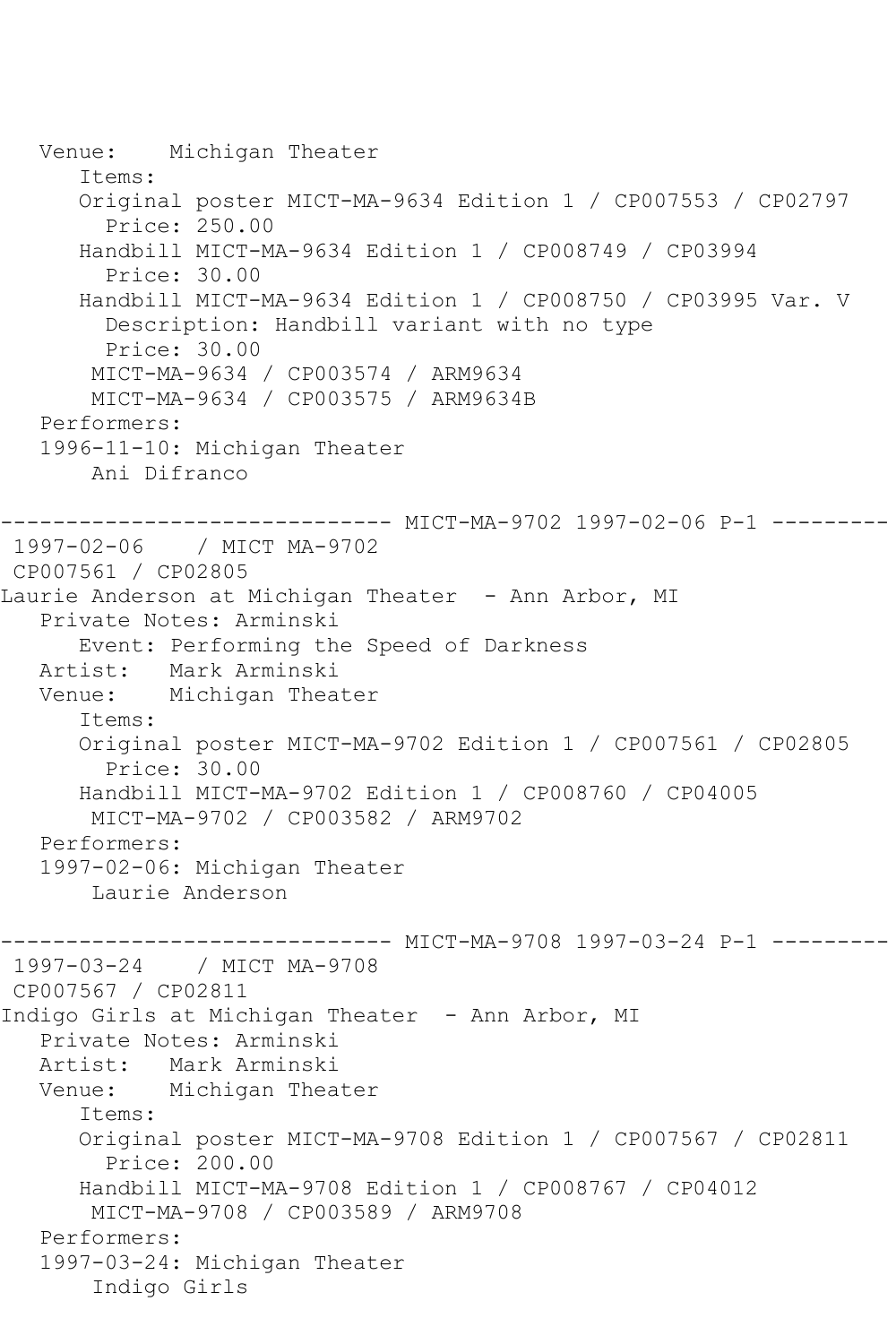```
   Venue:    Michigan Theater
      Items:
      Original poster MICT-MA-9634 Edition 1 / CP007553 / CP02797
        Price: 250.00
      Handbill MICT-MA-9634 Edition 1 / CP008749 / CP03994
        Price: 30.00
      Handbill MICT-MA-9634 Edition 1 / CP008750 / CP03995 Var. V
        Description: Handbill variant with no type
        Price: 30.00
       MICT-MA-9634 / CP003574 / ARM9634
       MICT-MA-9634 / CP003575 / ARM9634B
   Performers:
   1996-11-10: Michigan Theater
       Ani Difranco

------------------------------ MICT-MA-9702 1997-02-06 P-1 ---------
 1997-02-06    / MICT MA-9702
 CP007561 / CP02805
Laurie Anderson at Michigan Theater  - Ann Arbor, MI
   Private Notes: Arminski
      Event: Performing the Speed of Darkness
   Artist:   Mark Arminski
   Venue:    Michigan Theater
      Items:
      Original poster MICT-MA-9702 Edition 1 / CP007561 / CP02805
        Price: 30.00
      Handbill MICT-MA-9702 Edition 1 / CP008760 / CP04005
       MICT-MA-9702 / CP003582 / ARM9702
   Performers:
   1997-02-06: Michigan Theater
       Laurie Anderson

------------------------------ MICT-MA-9708 1997-03-24 P-1 ---------
 1997-03-24    / MICT MA-9708
 CP007567 / CP02811
Indigo Girls at Michigan Theater  - Ann Arbor, MI
   Private Notes: Arminski
   Artist:   Mark Arminski
   Venue:    Michigan Theater
      Items:
      Original poster MICT-MA-9708 Edition 1 / CP007567 / CP02811
        Price: 200.00
      Handbill MICT-MA-9708 Edition 1 / CP008767 / CP04012
       MICT-MA-9708 / CP003589 / ARM9708
   Performers:
   1997-03-24: Michigan Theater
       Indigo Girls
```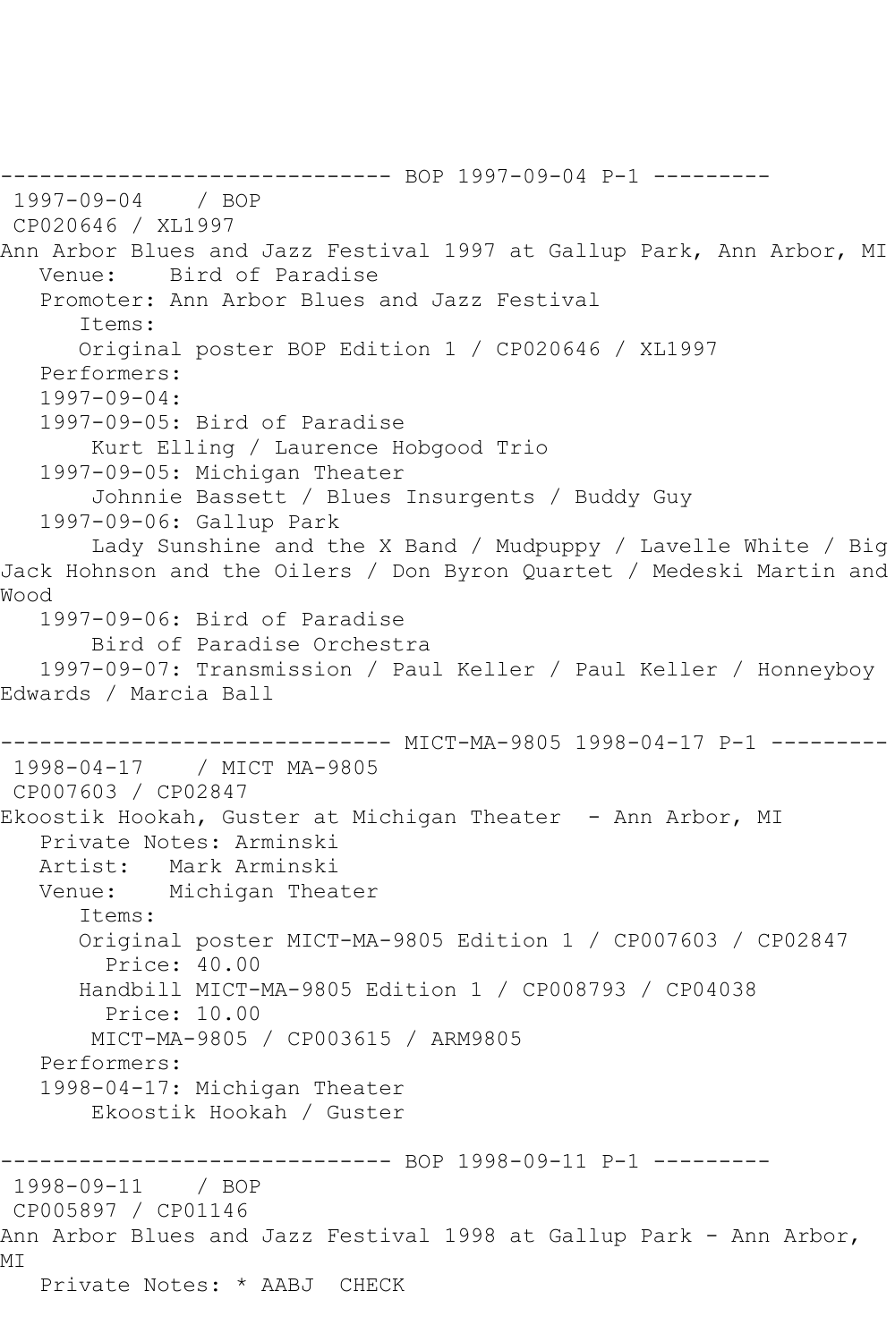------------------------------ BOP 1997-09-04 P-1 ---------

1997-09-04 / BOP

CP020646 / XL1997

Ann Arbor Blues and Jazz Festival 1997 at Gallup Park, Ann Arbor, MI

Venue: Bird of Paradise

Promoter: Ann Arbor Blues and Jazz Festival

Items:

Original poster BOP Edition 1 / CP020646 / XL1997

Performers:

1997-09-04:

1997-09-05: Bird of Paradise

Kurt Elling / Laurence Hobgood Trio

1997-09-05: Michigan Theater

Johnnie Bassett / Blues Insurgents / Buddy Guy

1997-09-06: Gallup Park

Lady Sunshine and the X Band / Mudpuppy / Lavelle White / Big Jack Hohnson and the Oilers / Don Byron Quartet / Medeski Martin and Wood

1997-09-06: Bird of Paradise

Bird of Paradise Orchestra

1997-09-07: Transmission / Paul Keller / Paul Keller / Honneyboy Edwards / Marcia Ball

------------------------------ MICT-MA-9805 1998-04-17 P-1 ---------

1998-04-17 / MICT MA-9805

CP007603 / CP02847

Ekoostik Hookah, Guster at Michigan Theater - Ann Arbor, MI

Private Notes: Arminski

Artist: Mark Arminski

Venue: Michigan Theater

Items:

Original poster MICT-MA-9805 Edition 1 / CP007603 / CP02847

Price: 40.00

Handbill MICT-MA-9805 Edition 1 / CP008793 / CP04038

Price: 10.00

MICT-MA-9805 / CP003615 / ARM9805

Performers:

1998-04-17: Michigan Theater

Ekoostik Hookah / Guster

------------------------------ BOP 1998-09-11 P-1 ---------

1998-09-11 / BOP

CP005897 / CP01146

Ann Arbor Blues and Jazz Festival 1998 at Gallup Park - Ann Arbor, MI

Private Notes: * AABJ CHECK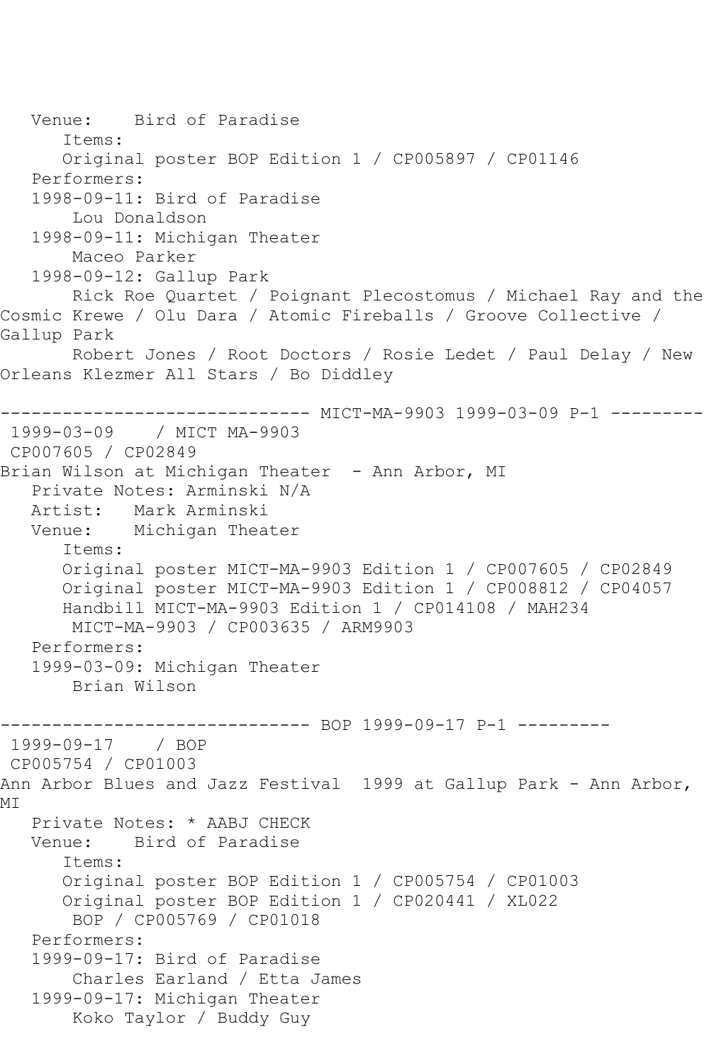```
   Venue:    Bird of Paradise
      Items:
      Original poster BOP Edition 1 / CP005897 / CP01146
   Performers:
   1998-09-11: Bird of Paradise
       Lou Donaldson
   1998-09-11: Michigan Theater
       Maceo Parker
   1998-09-12: Gallup Park
       Rick Roe Quartet / Poignant Plecostomus / Michael Ray and the
Cosmic Krewe / Olu Dara / Atomic Fireballs / Groove Collective /
Gallup Park
       Robert Jones / Root Doctors / Rosie Ledet / Paul Delay / New
Orleans Klezmer All Stars / Bo Diddley

------------------------------ MICT-MA-9903 1999-03-09 P-1 ---------
 1999-03-09    / MICT MA-9903
 CP007605 / CP02849
Brian Wilson at Michigan Theater  - Ann Arbor, MI
   Private Notes: Arminski N/A
   Artist:   Mark Arminski
   Venue:    Michigan Theater
      Items:
      Original poster MICT-MA-9903 Edition 1 / CP007605 / CP02849
      Original poster MICT-MA-9903 Edition 1 / CP008812 / CP04057
      Handbill MICT-MA-9903 Edition 1 / CP014108 / MAH234
       MICT-MA-9903 / CP003635 / ARM9903
   Performers:
   1999-03-09: Michigan Theater
       Brian Wilson

------------------------------ BOP 1999-09-17 P-1 ---------
 1999-09-17    / BOP
 CP005754 / CP01003
Ann Arbor Blues and Jazz Festival  1999 at Gallup Park - Ann Arbor,
MI
   Private Notes: * AABJ CHECK
   Venue:    Bird of Paradise
      Items:
      Original poster BOP Edition 1 / CP005754 / CP01003
      Original poster BOP Edition 1 / CP020441 / XL022
       BOP / CP005769 / CP01018
   Performers:
   1999-09-17: Bird of Paradise
       Charles Earland / Etta James
   1999-09-17: Michigan Theater
       Koko Taylor / Buddy Guy
```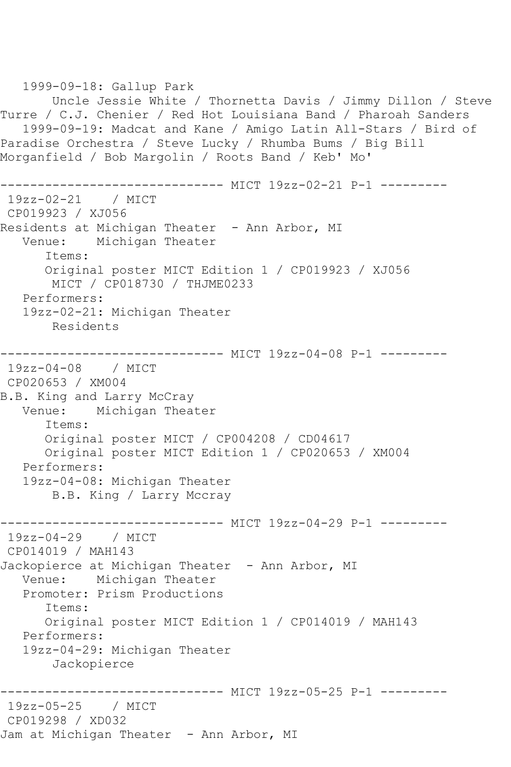```
   1999-09-18: Gallup Park
       Uncle Jessie White / Thornetta Davis / Jimmy Dillon / Steve
Turre / C.J. Chenier / Red Hot Louisiana Band / Pharoah Sanders
   1999-09-19: Madcat and Kane / Amigo Latin All-Stars / Bird of
Paradise Orchestra / Steve Lucky / Rhumba Bums / Big Bill
Morganfield / Bob Margolin / Roots Band / Keb' Mo'

------------------------------ MICT 19zz-02-21 P-1 ---------
 19zz-02-21    / MICT
 CP019923 / XJ056
Residents at Michigan Theater  - Ann Arbor, MI
   Venue:    Michigan Theater
      Items:
      Original poster MICT Edition 1 / CP019923 / XJ056
       MICT / CP018730 / THJME0233
   Performers:
   19zz-02-21: Michigan Theater
       Residents

------------------------------ MICT 19zz-04-08 P-1 ---------
 19zz-04-08    / MICT
 CP020653 / XM004
B.B. King and Larry McCray
   Venue:    Michigan Theater
      Items:
      Original poster MICT / CP004208 / CD04617
      Original poster MICT Edition 1 / CP020653 / XM004
   Performers:
   19zz-04-08: Michigan Theater
       B.B. King / Larry Mccray

------------------------------ MICT 19zz-04-29 P-1 ---------
 19zz-04-29    / MICT
 CP014019 / MAH143
Jackopierce at Michigan Theater  - Ann Arbor, MI
   Venue:    Michigan Theater
   Promoter: Prism Productions
      Items:
      Original poster MICT Edition 1 / CP014019 / MAH143
   Performers:
   19zz-04-29: Michigan Theater
       Jackopierce

------------------------------ MICT 19zz-05-25 P-1 ---------
 19zz-05-25    / MICT
 CP019298 / XD032
Jam at Michigan Theater  - Ann Arbor, MI
```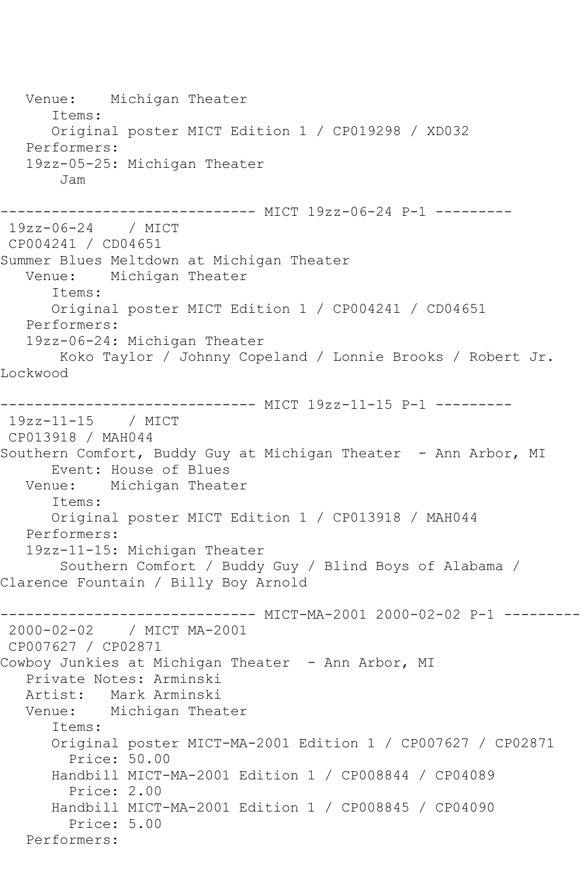Venue:    Michigan Theater
      Items:
      Original poster MICT Edition 1 / CP019298 / XD032
   Performers:
   19zz-05-25: Michigan Theater
       Jam

------------------------------ MICT 19zz-06-24 P-1 ---------
 19zz-06-24    / MICT
 CP004241 / CD04651
Summer Blues Meltdown at Michigan Theater
   Venue:    Michigan Theater
      Items:
      Original poster MICT Edition 1 / CP004241 / CD04651
   Performers:
   19zz-06-24: Michigan Theater
       Koko Taylor / Johnny Copeland / Lonnie Brooks / Robert Jr. Lockwood

------------------------------ MICT 19zz-11-15 P-1 ---------
 19zz-11-15    / MICT
 CP013918 / MAH044
Southern Comfort, Buddy Guy at Michigan Theater  - Ann Arbor, MI
      Event: House of Blues
   Venue:    Michigan Theater
      Items:
      Original poster MICT Edition 1 / CP013918 / MAH044
   Performers:
   19zz-11-15: Michigan Theater
       Southern Comfort / Buddy Guy / Blind Boys of Alabama / Clarence Fountain / Billy Boy Arnold

------------------------------ MICT-MA-2001 2000-02-02 P-1 ---------
 2000-02-02    / MICT MA-2001
 CP007627 / CP02871
Cowboy Junkies at Michigan Theater  - Ann Arbor, MI
   Private Notes: Arminski
   Artist:   Mark Arminski
   Venue:    Michigan Theater
      Items:
      Original poster MICT-MA-2001 Edition 1 / CP007627 / CP02871
        Price: 50.00
      Handbill MICT-MA-2001 Edition 1 / CP008844 / CP04089
        Price: 2.00
      Handbill MICT-MA-2001 Edition 1 / CP008845 / CP04090
        Price: 5.00
   Performers: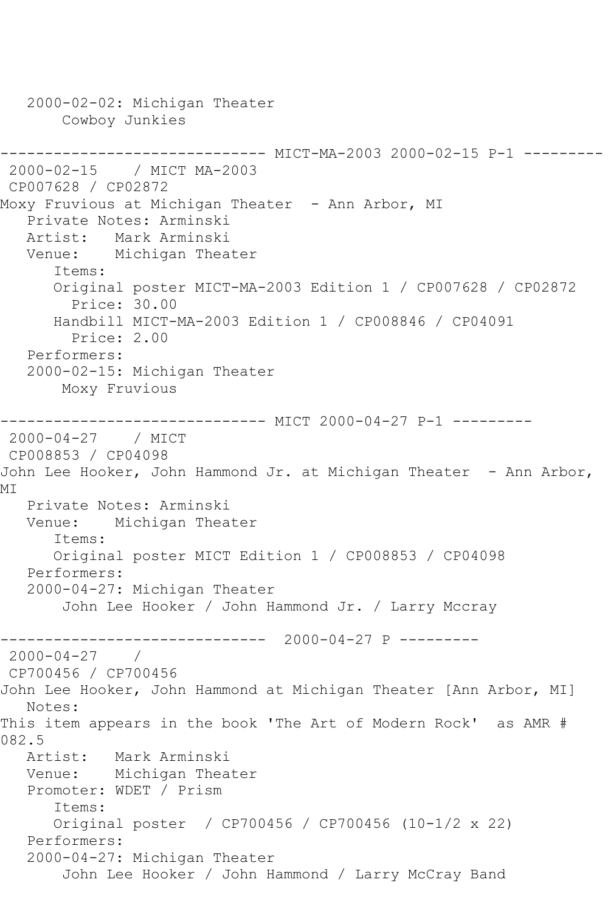2000-02-02: Michigan Theater
Cowboy Junkies

------------------------------ MICT-MA-2003 2000-02-15 P-1 ---------

2000-02-15 / MICT MA-2003
CP007628 / CP02872
Moxy Fruvious at Michigan Theater - Ann Arbor, MI
Private Notes: Arminski
Artist: Mark Arminski
Venue: Michigan Theater
Items:
Original poster MICT-MA-2003 Edition 1 / CP007628 / CP02872
Price: 30.00
Handbill MICT-MA-2003 Edition 1 / CP008846 / CP04091
Price: 2.00
Performers:
2000-02-15: Michigan Theater
Moxy Fruvious

------------------------------ MICT 2000-04-27 P-1 ---------

2000-04-27 / MICT
CP008853 / CP04098
John Lee Hooker, John Hammond Jr. at Michigan Theater - Ann Arbor, MI
Private Notes: Arminski
Venue: Michigan Theater
Items:
Original poster MICT Edition 1 / CP008853 / CP04098
Performers:
2000-04-27: Michigan Theater
John Lee Hooker / John Hammond Jr. / Larry Mccray

------------------------------ 2000-04-27 P ---------

2000-04-27 /
CP700456 / CP700456
John Lee Hooker, John Hammond at Michigan Theater [Ann Arbor, MI]
Notes:
This item appears in the book 'The Art of Modern Rock' as AMR # 082.5
Artist: Mark Arminski
Venue: Michigan Theater
Promoter: WDET / Prism
Items:
Original poster / CP700456 / CP700456 (10-1/2 x 22)
Performers:
2000-04-27: Michigan Theater
John Lee Hooker / John Hammond / Larry McCray Band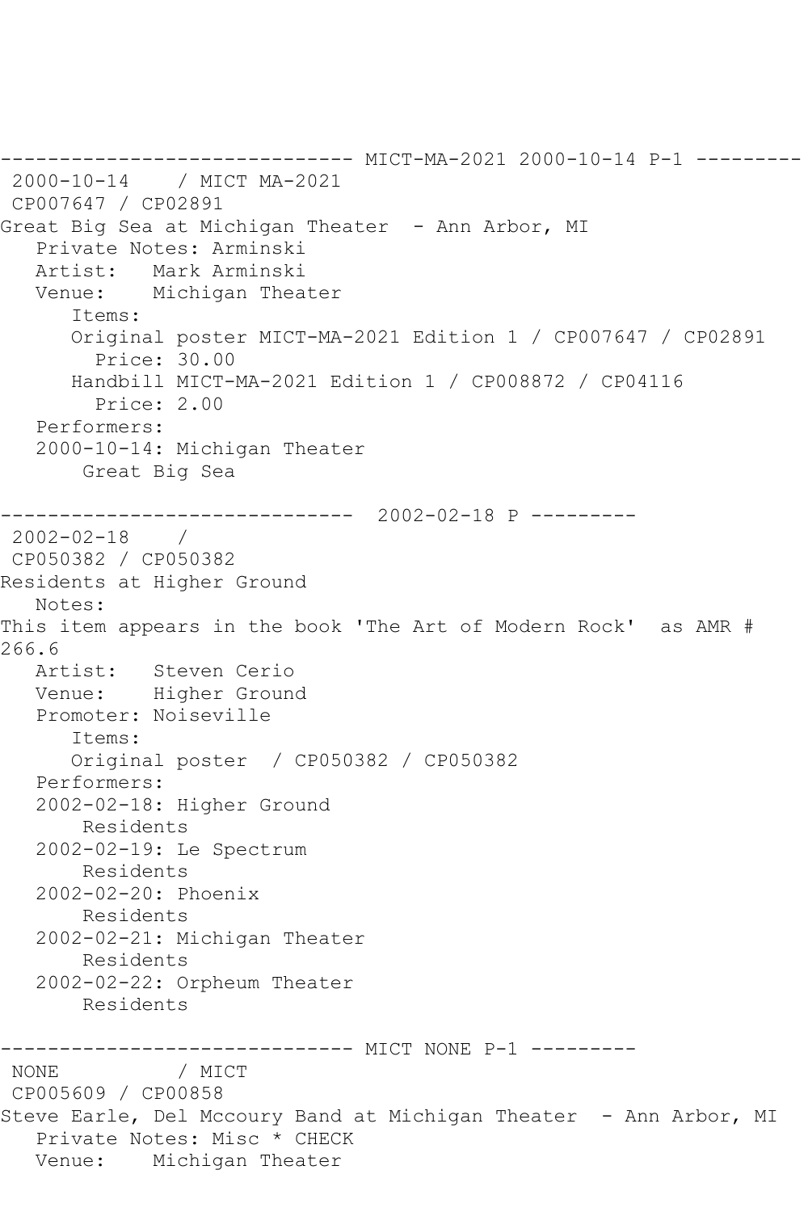------------------------------ MICT-MA-2021 2000-10-14 P-1 ---------

2000-10-14 / MICT MA-2021

CP007647 / CP02891

Great Big Sea at Michigan Theater - Ann Arbor, MI

Private Notes: Arminski

Artist: Mark Arminski

Venue: Michigan Theater

Items:

Original poster MICT-MA-2021 Edition 1 / CP007647 / CP02891

Price: 30.00

Handbill MICT-MA-2021 Edition 1 / CP008872 / CP04116

Price: 2.00

Performers:

2000-10-14: Michigan Theater

Great Big Sea

------------------------------ 2002-02-18 P ---------

2002-02-18 /

CP050382 / CP050382

Residents at Higher Ground

Notes:

This item appears in the book 'The Art of Modern Rock' as AMR # 266.6

Artist: Steven Cerio

Venue: Higher Ground

Promoter: Noiseville

Items:

Original poster / CP050382 / CP050382

Performers:

2002-02-18: Higher Ground

Residents

2002-02-19: Le Spectrum

Residents

2002-02-20: Phoenix

Residents

2002-02-21: Michigan Theater

Residents

2002-02-22: Orpheum Theater

Residents

------------------------------ MICT NONE P-1 ---------

NONE / MICT

CP005609 / CP00858

Steve Earle, Del Mccoury Band at Michigan Theater - Ann Arbor, MI

Private Notes: Misc * CHECK

Venue: Michigan Theater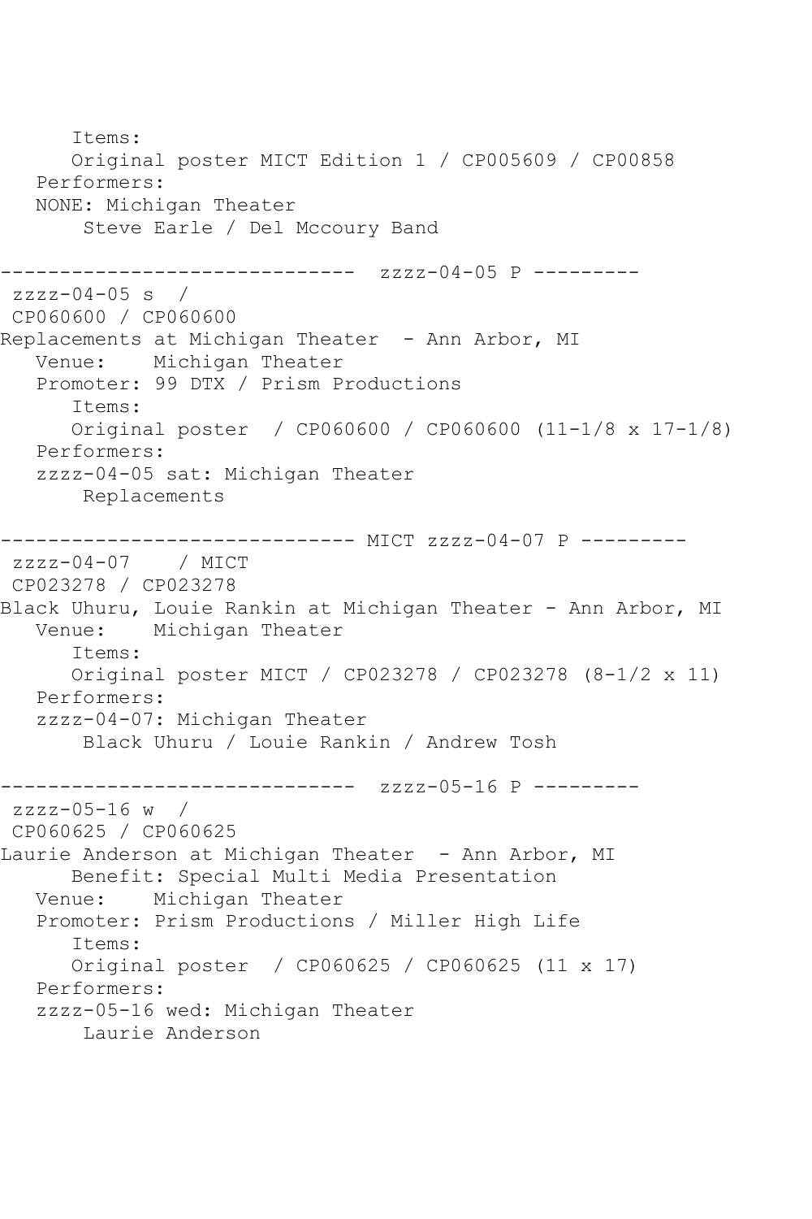```
      Items:
      Original poster MICT Edition 1 / CP005609 / CP00858
   Performers:
   NONE: Michigan Theater
       Steve Earle / Del Mccoury Band

------------------------------  zzzz-04-05 P ---------
 zzzz-04-05 s  /
 CP060600 / CP060600
Replacements at Michigan Theater  - Ann Arbor, MI
   Venue:    Michigan Theater
   Promoter: 99 DTX / Prism Productions
      Items:
      Original poster  / CP060600 / CP060600 (11-1/8 x 17-1/8)
   Performers:
   zzzz-04-05 sat: Michigan Theater
       Replacements

------------------------------ MICT zzzz-04-07 P ---------
 zzzz-04-07    / MICT
 CP023278 / CP023278
Black Uhuru, Louie Rankin at Michigan Theater - Ann Arbor, MI
   Venue:    Michigan Theater
      Items:
      Original poster MICT / CP023278 / CP023278 (8-1/2 x 11)
   Performers:
   zzzz-04-07: Michigan Theater
       Black Uhuru / Louie Rankin / Andrew Tosh

------------------------------  zzzz-05-16 P ---------
 zzzz-05-16 w  /
 CP060625 / CP060625
Laurie Anderson at Michigan Theater  - Ann Arbor, MI
      Benefit: Special Multi Media Presentation
   Venue:    Michigan Theater
   Promoter: Prism Productions / Miller High Life
      Items:
      Original poster  / CP060625 / CP060625 (11 x 17)
   Performers:
   zzzz-05-16 wed: Michigan Theater
       Laurie Anderson
```